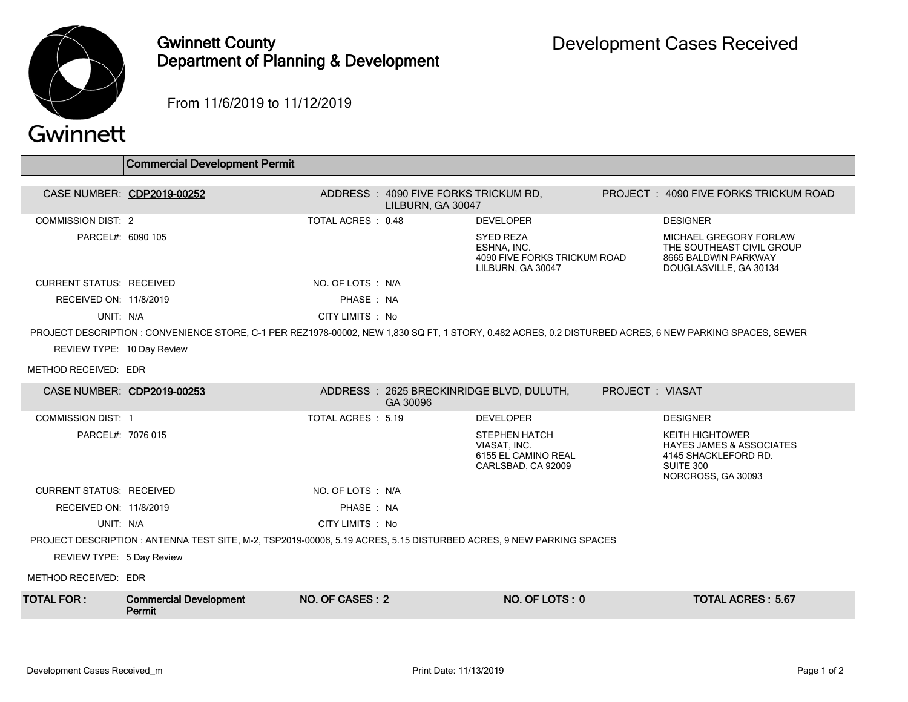# Gwinnett County Department of Planning & Development

## Development Cases Received

From 11/6/2019 to 11/12/2019

### Commercial Development Permit

**CASE NUMBER: CDP2019-00252**

ADDRESS : 4090 FIVE FORKS TRICKUM RD, LILBURN, GA 30047

PROJECT : 4090 FIVE FORKS TRICKUM ROAD

COMMISSION DIST: 2

TOTAL ACRES : 0.48

PARCEL#: 6090 105

DEVELOPER: SYED REZA, ESHNA, INC., 4090 FIVE FORKS TRICKUM ROAD, LILBURN, GA 30047

DESIGNER: MICHAEL GREGORY FORLAW, THE SOUTHEAST CIVIL GROUP, 8665 BALDWIN PARKWAY, DOUGLASVILLE, GA 30134

CURRENT STATUS: RECEIVED

NO. OF LOTS : N/A

RECEIVED ON: 11/8/2019

PHASE : NA

UNIT: N/A

CITY LIMITS : No

PROJECT DESCRIPTION : CONVENIENCE STORE, C-1 PER REZ1978-00002, NEW 1,830 SQ FT, 1 STORY, 0.482 ACRES, 0.2 DISTURBED ACRES, 6 NEW PARKING SPACES, SEWER

REVIEW TYPE: 10 Day Review

METHOD RECEIVED: EDR

**CASE NUMBER: CDP2019-00253**

ADDRESS : 2625 BRECKINRIDGE BLVD, DULUTH, GA 30096

PROJECT : VIASAT

COMMISSION DIST: 1

TOTAL ACRES : 5.19

PARCEL#: 7076 015

DEVELOPER: STEPHEN HATCH, VIASAT, INC., 6155 EL CAMINO REAL, CARLSBAD, CA 92009

DESIGNER: KEITH HIGHTOWER, HAYES JAMES & ASSOCIATES, 4145 SHACKLEFORD RD., SUITE 300, NORCROSS, GA 30093

CURRENT STATUS: RECEIVED

NO. OF LOTS : N/A

RECEIVED ON: 11/8/2019

PHASE : NA

UNIT: N/A

CITY LIMITS : No

PROJECT DESCRIPTION : ANTENNA TEST SITE, M-2, TSP2019-00006, 5.19 ACRES, 5.15 DISTURBED ACRES, 9 NEW PARKING SPACES

REVIEW TYPE: 5 Day Review

METHOD RECEIVED: EDR

| TOTAL FOR : | Commercial Development Permit | NO. OF CASES : 2 | NO. OF LOTS : 0 | TOTAL ACRES : 5.67 |
|---|---|---|---|---|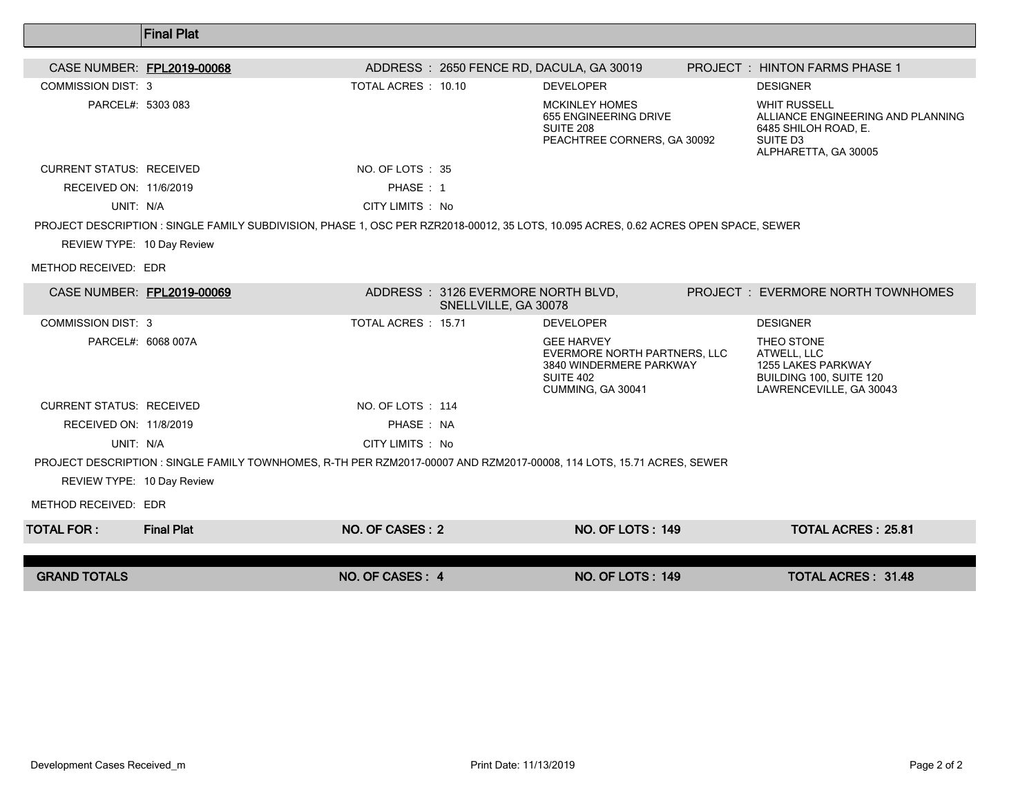## Final Plat

**CASE NUMBER: FPL2019-00068**

ADDRESS : 2650 FENCE RD, DACULA, GA 30019

PROJECT : HINTON FARMS PHASE 1

COMMISSION DIST: 3

TOTAL ACRES : 10.10

PARCEL#: 5303 083

DEVELOPER
MCKINLEY HOMES
655 ENGINEERING DRIVE
SUITE 208
PEACHTREE CORNERS, GA 30092

DESIGNER
WHIT RUSSELL
ALLIANCE ENGINEERING AND PLANNING
6485 SHILOH ROAD, E.
SUITE D3
ALPHARETTA, GA 30005

CURRENT STATUS: RECEIVED

NO. OF LOTS : 35

RECEIVED ON: 11/6/2019

PHASE : 1

UNIT: N/A

CITY LIMITS : No

PROJECT DESCRIPTION : SINGLE FAMILY SUBDIVISION, PHASE 1, OSC PER RZR2018-00012, 35 LOTS, 10.095 ACRES, 0.62 ACRES OPEN SPACE, SEWER

REVIEW TYPE: 10 Day Review

METHOD RECEIVED: EDR

**CASE NUMBER: FPL2019-00069**

ADDRESS : 3126 EVERMORE NORTH BLVD, SNELLVILLE, GA 30078

PROJECT : EVERMORE NORTH TOWNHOMES

COMMISSION DIST: 3

TOTAL ACRES : 15.71

PARCEL#: 6068 007A

DEVELOPER
GEE HARVEY
EVERMORE NORTH PARTNERS, LLC
3840 WINDERMERE PARKWAY
SUITE 402
CUMMING, GA 30041

DESIGNER
THEO STONE
ATWELL, LLC
1255 LAKES PARKWAY
BUILDING 100, SUITE 120
LAWRENCEVILLE, GA 30043

CURRENT STATUS: RECEIVED

NO. OF LOTS : 114

RECEIVED ON: 11/8/2019

PHASE : NA

UNIT: N/A

CITY LIMITS : No

PROJECT DESCRIPTION : SINGLE FAMILY TOWNHOMES, R-TH PER RZM2017-00007 AND RZM2017-00008, 114 LOTS, 15.71 ACRES, SEWER

REVIEW TYPE: 10 Day Review

METHOD RECEIVED: EDR

| TOTAL FOR : | Final Plat | NO. OF CASES : 2 | NO. OF LOTS : 149 | TOTAL ACRES : 25.81 |
|---|---|---|---|---|
| **GRAND TOTALS** | | **NO. OF CASES : 4** | **NO. OF LOTS : 149** | **TOTAL ACRES : 31.48** |

Development Cases Received_m

Print Date: 11/13/2019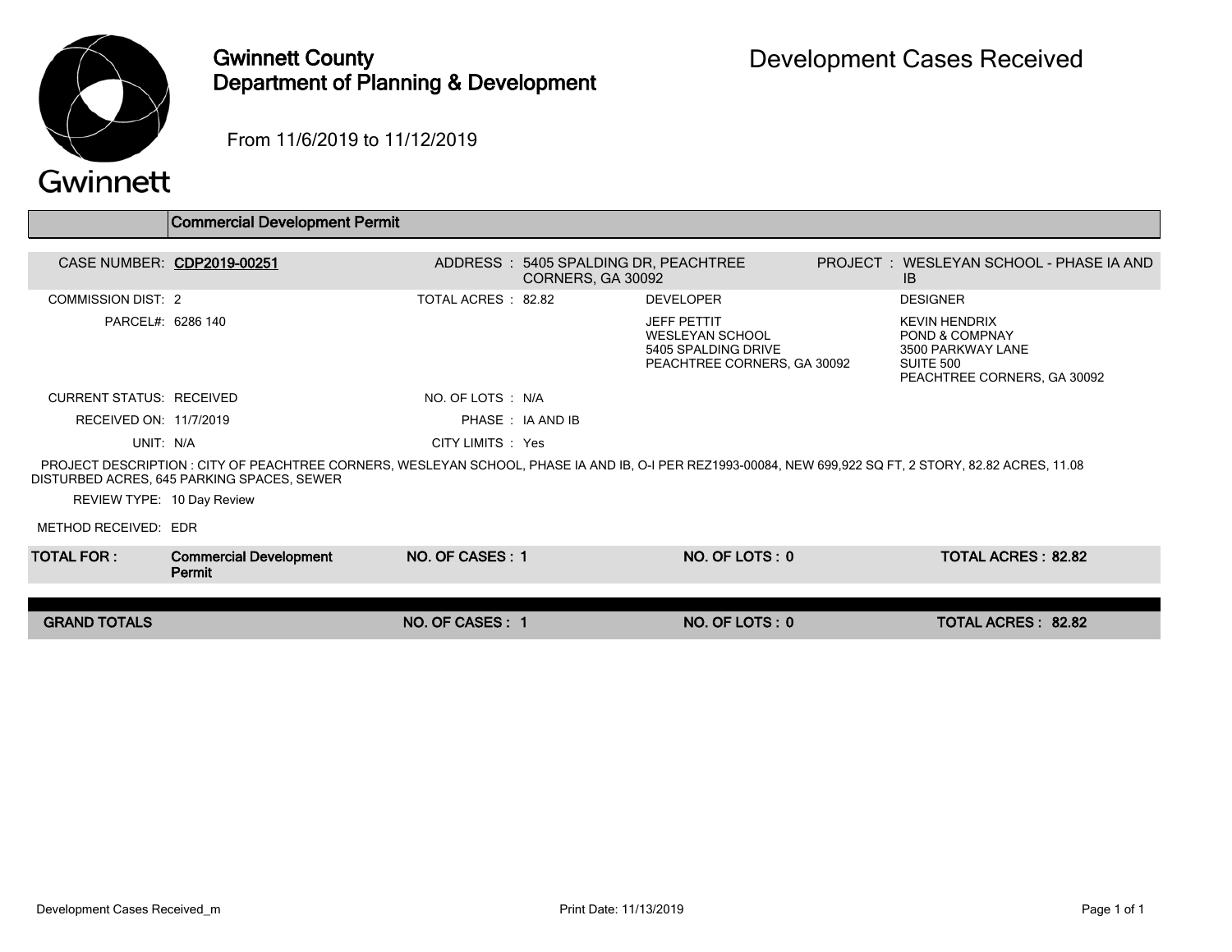# Gwinnett County Department of Planning & Development

# Development Cases Received

From 11/6/2019 to 11/12/2019

## Commercial Development Permit

| | | | |
|---|---|---|---|
| CASE NUMBER: **CDP2019-00251** | ADDRESS : 5405 SPALDING DR, PEACHTREE CORNERS, GA 30092 | | PROJECT : WESLEYAN SCHOOL - PHASE IA AND IB |
| COMMISSION DIST: 2 | TOTAL ACRES : 82.82 | DEVELOPER | DESIGNER |
| PARCEL#: 6286 140 | | JEFF PETTIT<br>WESLEYAN SCHOOL<br>5405 SPALDING DRIVE<br>PEACHTREE CORNERS, GA 30092 | KEVIN HENDRIX<br>POND & COMPNAY<br>3500 PARKWAY LANE<br>SUITE 500<br>PEACHTREE CORNERS, GA 30092 |
| CURRENT STATUS: RECEIVED | NO. OF LOTS : N/A | | |
| RECEIVED ON: 11/7/2019 | PHASE : IA AND IB | | |
| UNIT: N/A | CITY LIMITS : Yes | | |

PROJECT DESCRIPTION : CITY OF PEACHTREE CORNERS, WESLEYAN SCHOOL, PHASE IA AND IB, O-I PER REZ1993-00084, NEW 699,922 SQ FT, 2 STORY, 82.82 ACRES, 11.08 DISTURBED ACRES, 645 PARKING SPACES, SEWER

REVIEW TYPE: 10 Day Review

METHOD RECEIVED: EDR

| | | | | |
|---|---|---|---|---|
| **TOTAL FOR :** | **Commercial Development Permit** | **NO. OF CASES : 1** | **NO. OF LOTS : 0** | **TOTAL ACRES : 82.82** |
| **GRAND TOTALS** | | **NO. OF CASES : 1** | **NO. OF LOTS : 0** | **TOTAL ACRES : 82.82** |

Print Date: 11/13/2019